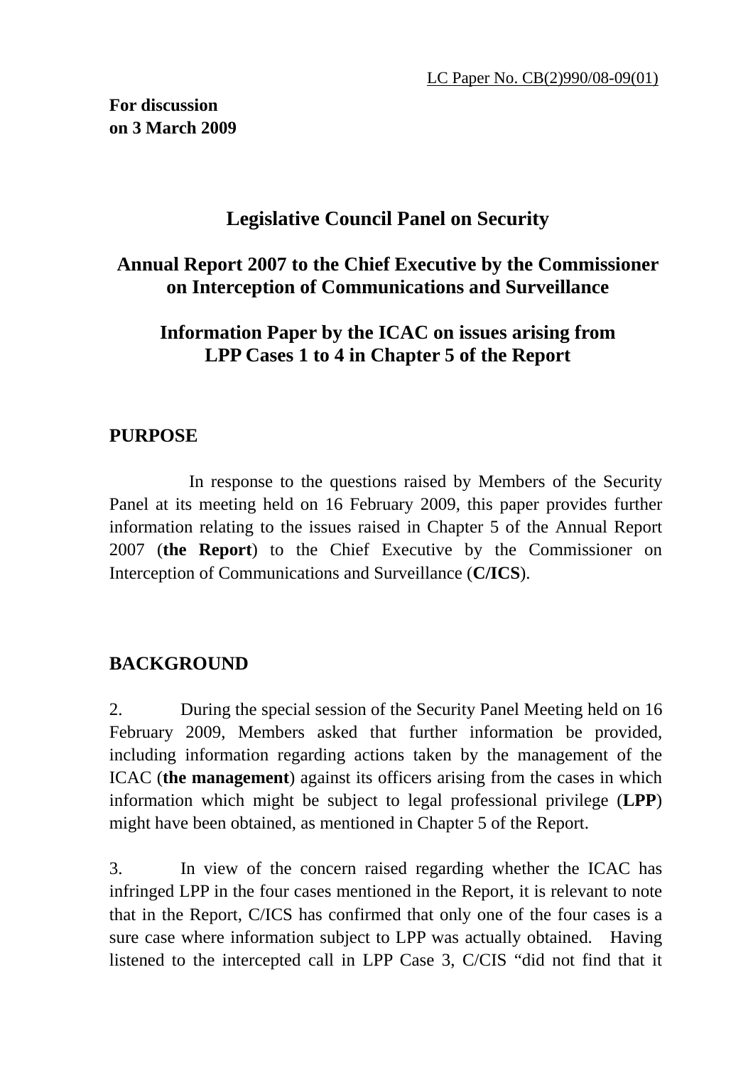LC Paper No. CB(2)990/08-09(01)

**For discussion**
**on 3 March 2009**

# Legislative Council Panel on Security

## Annual Report 2007 to the Chief Executive by the Commissioner on Interception of Communications and Surveillance

## Information Paper by the ICAC on issues arising from LPP Cases 1 to 4 in Chapter 5 of the Report

## PURPOSE

In response to the questions raised by Members of the Security Panel at its meeting held on 16 February 2009, this paper provides further information relating to the issues raised in Chapter 5 of the Annual Report 2007 (**the Report**) to the Chief Executive by the Commissioner on Interception of Communications and Surveillance (**C/ICS**).

## BACKGROUND

2. During the special session of the Security Panel Meeting held on 16 February 2009, Members asked that further information be provided, including information regarding actions taken by the management of the ICAC (**the management**) against its officers arising from the cases in which information which might be subject to legal professional privilege (**LPP**) might have been obtained, as mentioned in Chapter 5 of the Report.

3. In view of the concern raised regarding whether the ICAC has infringed LPP in the four cases mentioned in the Report, it is relevant to note that in the Report, C/ICS has confirmed that only one of the four cases is a sure case where information subject to LPP was actually obtained. Having listened to the intercepted call in LPP Case 3, C/CIS "did not find that it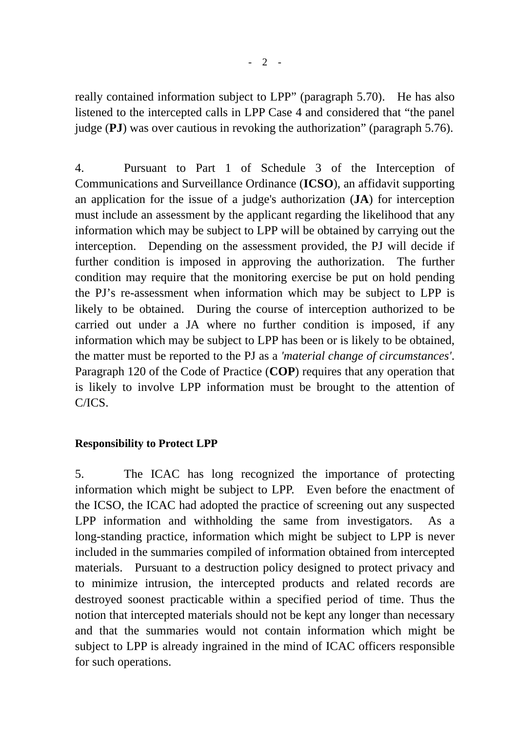really contained information subject to LPP" (paragraph 5.70). He has also listened to the intercepted calls in LPP Case 4 and considered that "the panel judge (**PJ**) was over cautious in revoking the authorization" (paragraph 5.76).

4. Pursuant to Part 1 of Schedule 3 of the Interception of Communications and Surveillance Ordinance (**ICSO**), an affidavit supporting an application for the issue of a judge's authorization (**JA**) for interception must include an assessment by the applicant regarding the likelihood that any information which may be subject to LPP will be obtained by carrying out the interception. Depending on the assessment provided, the PJ will decide if further condition is imposed in approving the authorization. The further condition may require that the monitoring exercise be put on hold pending the PJ's re-assessment when information which may be subject to LPP is likely to be obtained. During the course of interception authorized to be carried out under a JA where no further condition is imposed, if any information which may be subject to LPP has been or is likely to be obtained, the matter must be reported to the PJ as a *'material change of circumstances'*. Paragraph 120 of the Code of Practice (**COP**) requires that any operation that is likely to involve LPP information must be brought to the attention of C/ICS.

**Responsibility to Protect LPP**

5. The ICAC has long recognized the importance of protecting information which might be subject to LPP. Even before the enactment of the ICSO, the ICAC had adopted the practice of screening out any suspected LPP information and withholding the same from investigators. As a long-standing practice, information which might be subject to LPP is never included in the summaries compiled of information obtained from intercepted materials. Pursuant to a destruction policy designed to protect privacy and to minimize intrusion, the intercepted products and related records are destroyed soonest practicable within a specified period of time. Thus the notion that intercepted materials should not be kept any longer than necessary and that the summaries would not contain information which might be subject to LPP is already ingrained in the mind of ICAC officers responsible for such operations.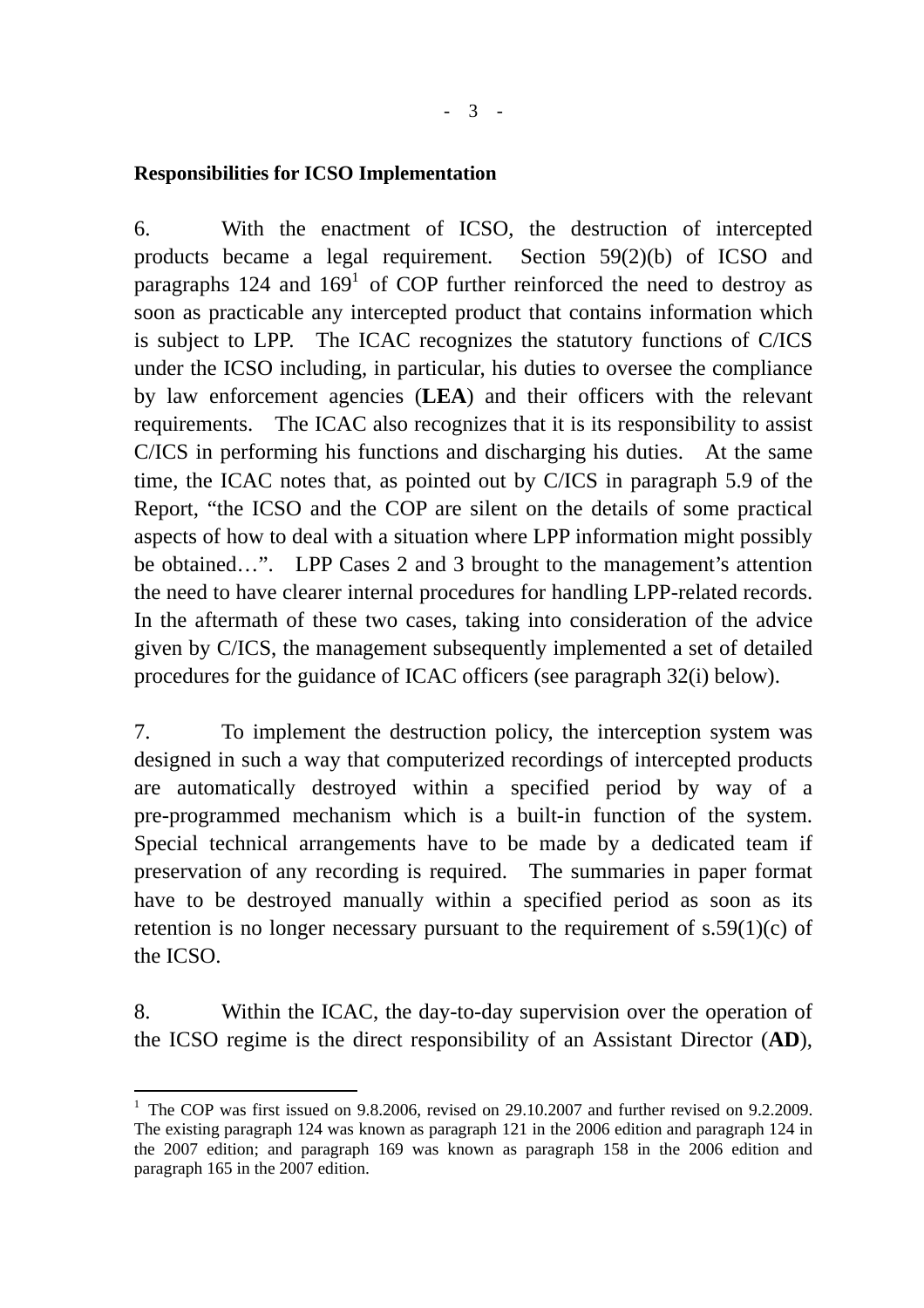**Responsibilities for ICSO Implementation**

6. With the enactment of ICSO, the destruction of intercepted products became a legal requirement. Section 59(2)(b) of ICSO and paragraphs 124 and 169[1] of COP further reinforced the need to destroy as soon as practicable any intercepted product that contains information which is subject to LPP. The ICAC recognizes the statutory functions of C/ICS under the ICSO including, in particular, his duties to oversee the compliance by law enforcement agencies (**LEA**) and their officers with the relevant requirements. The ICAC also recognizes that it is its responsibility to assist C/ICS in performing his functions and discharging his duties. At the same time, the ICAC notes that, as pointed out by C/ICS in paragraph 5.9 of the Report, "the ICSO and the COP are silent on the details of some practical aspects of how to deal with a situation where LPP information might possibly be obtained…". LPP Cases 2 and 3 brought to the management's attention the need to have clearer internal procedures for handling LPP-related records. In the aftermath of these two cases, taking into consideration of the advice given by C/ICS, the management subsequently implemented a set of detailed procedures for the guidance of ICAC officers (see paragraph 32(i) below).

7. To implement the destruction policy, the interception system was designed in such a way that computerized recordings of intercepted products are automatically destroyed within a specified period by way of a pre-programmed mechanism which is a built-in function of the system. Special technical arrangements have to be made by a dedicated team if preservation of any recording is required. The summaries in paper format have to be destroyed manually within a specified period as soon as its retention is no longer necessary pursuant to the requirement of s.59(1)(c) of the ICSO.

8. Within the ICAC, the day-to-day supervision over the operation of the ICSO regime is the direct responsibility of an Assistant Director (**AD**),

---

[1] The COP was first issued on 9.8.2006, revised on 29.10.2007 and further revised on 9.2.2009. The existing paragraph 124 was known as paragraph 121 in the 2006 edition and paragraph 124 in the 2007 edition; and paragraph 169 was known as paragraph 158 in the 2006 edition and paragraph 165 in the 2007 edition.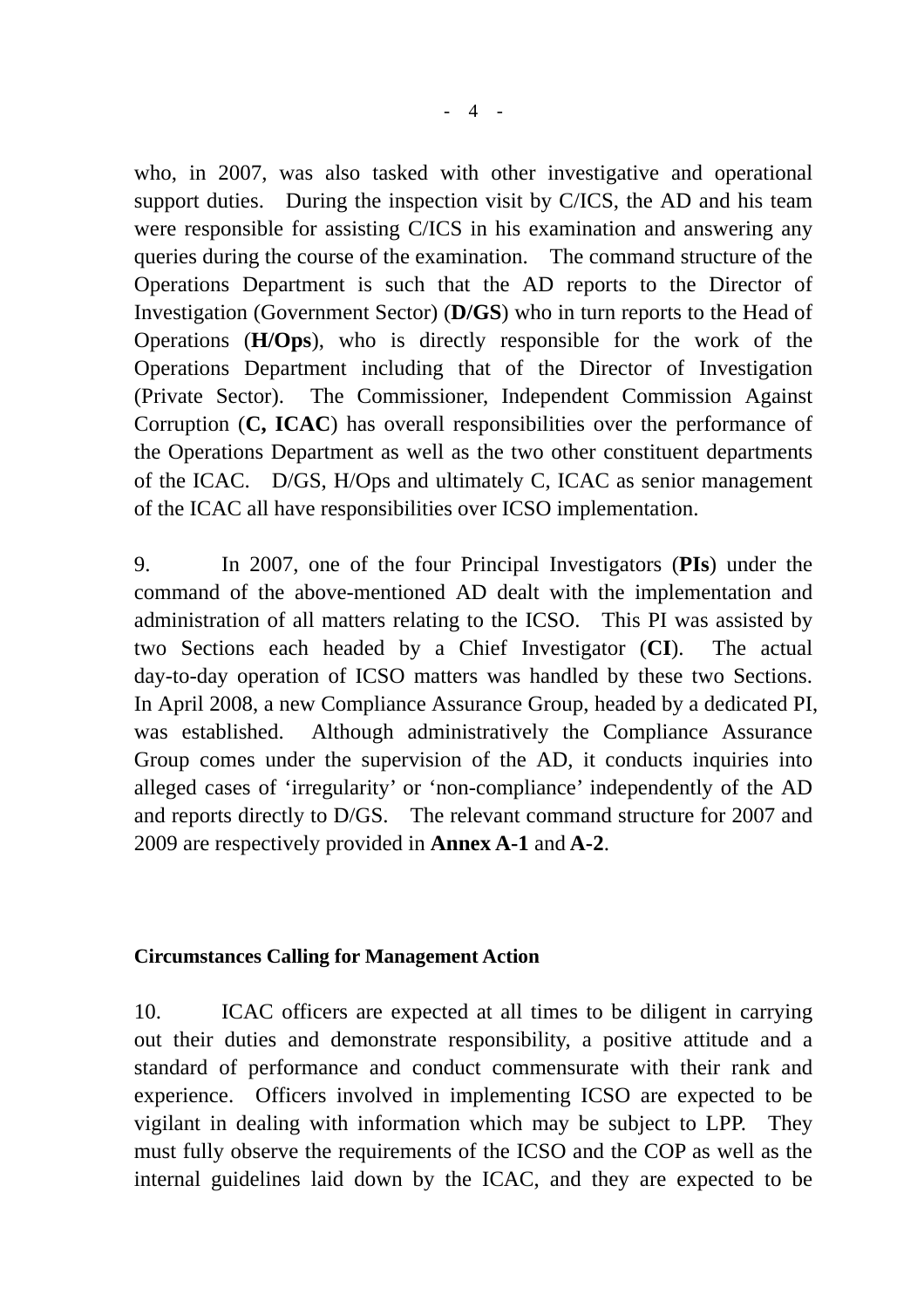who, in 2007, was also tasked with other investigative and operational support duties. During the inspection visit by C/ICS, the AD and his team were responsible for assisting C/ICS in his examination and answering any queries during the course of the examination. The command structure of the Operations Department is such that the AD reports to the Director of Investigation (Government Sector) (**D/GS**) who in turn reports to the Head of Operations (**H/Ops**), who is directly responsible for the work of the Operations Department including that of the Director of Investigation (Private Sector). The Commissioner, Independent Commission Against Corruption (**C, ICAC**) has overall responsibilities over the performance of the Operations Department as well as the two other constituent departments of the ICAC. D/GS, H/Ops and ultimately C, ICAC as senior management of the ICAC all have responsibilities over ICSO implementation.

9. In 2007, one of the four Principal Investigators (**PIs**) under the command of the above-mentioned AD dealt with the implementation and administration of all matters relating to the ICSO. This PI was assisted by two Sections each headed by a Chief Investigator (**CI**). The actual day-to-day operation of ICSO matters was handled by these two Sections. In April 2008, a new Compliance Assurance Group, headed by a dedicated PI, was established. Although administratively the Compliance Assurance Group comes under the supervision of the AD, it conducts inquiries into alleged cases of 'irregularity' or 'non-compliance' independently of the AD and reports directly to D/GS. The relevant command structure for 2007 and 2009 are respectively provided in **Annex A-1** and **A-2**.

**Circumstances Calling for Management Action**

10. ICAC officers are expected at all times to be diligent in carrying out their duties and demonstrate responsibility, a positive attitude and a standard of performance and conduct commensurate with their rank and experience. Officers involved in implementing ICSO are expected to be vigilant in dealing with information which may be subject to LPP. They must fully observe the requirements of the ICSO and the COP as well as the internal guidelines laid down by the ICAC, and they are expected to be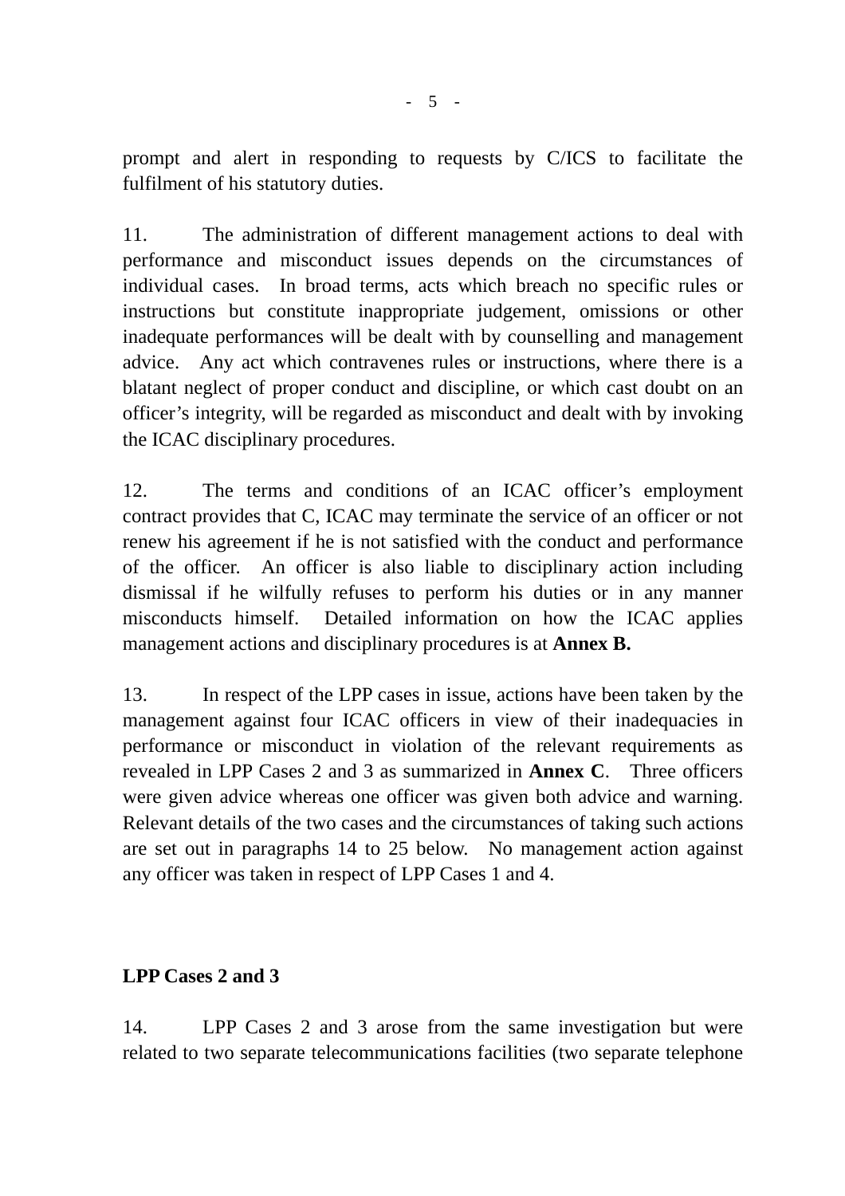prompt and alert in responding to requests by C/ICS to facilitate the fulfilment of his statutory duties.

11. The administration of different management actions to deal with performance and misconduct issues depends on the circumstances of individual cases. In broad terms, acts which breach no specific rules or instructions but constitute inappropriate judgement, omissions or other inadequate performances will be dealt with by counselling and management advice. Any act which contravenes rules or instructions, where there is a blatant neglect of proper conduct and discipline, or which cast doubt on an officer's integrity, will be regarded as misconduct and dealt with by invoking the ICAC disciplinary procedures.

12. The terms and conditions of an ICAC officer's employment contract provides that C, ICAC may terminate the service of an officer or not renew his agreement if he is not satisfied with the conduct and performance of the officer. An officer is also liable to disciplinary action including dismissal if he wilfully refuses to perform his duties or in any manner misconducts himself. Detailed information on how the ICAC applies management actions and disciplinary procedures is at **Annex B.**

13. In respect of the LPP cases in issue, actions have been taken by the management against four ICAC officers in view of their inadequacies in performance or misconduct in violation of the relevant requirements as revealed in LPP Cases 2 and 3 as summarized in **Annex C**. Three officers were given advice whereas one officer was given both advice and warning. Relevant details of the two cases and the circumstances of taking such actions are set out in paragraphs 14 to 25 below. No management action against any officer was taken in respect of LPP Cases 1 and 4.

**LPP Cases 2 and 3**

14. LPP Cases 2 and 3 arose from the same investigation but were related to two separate telecommunications facilities (two separate telephone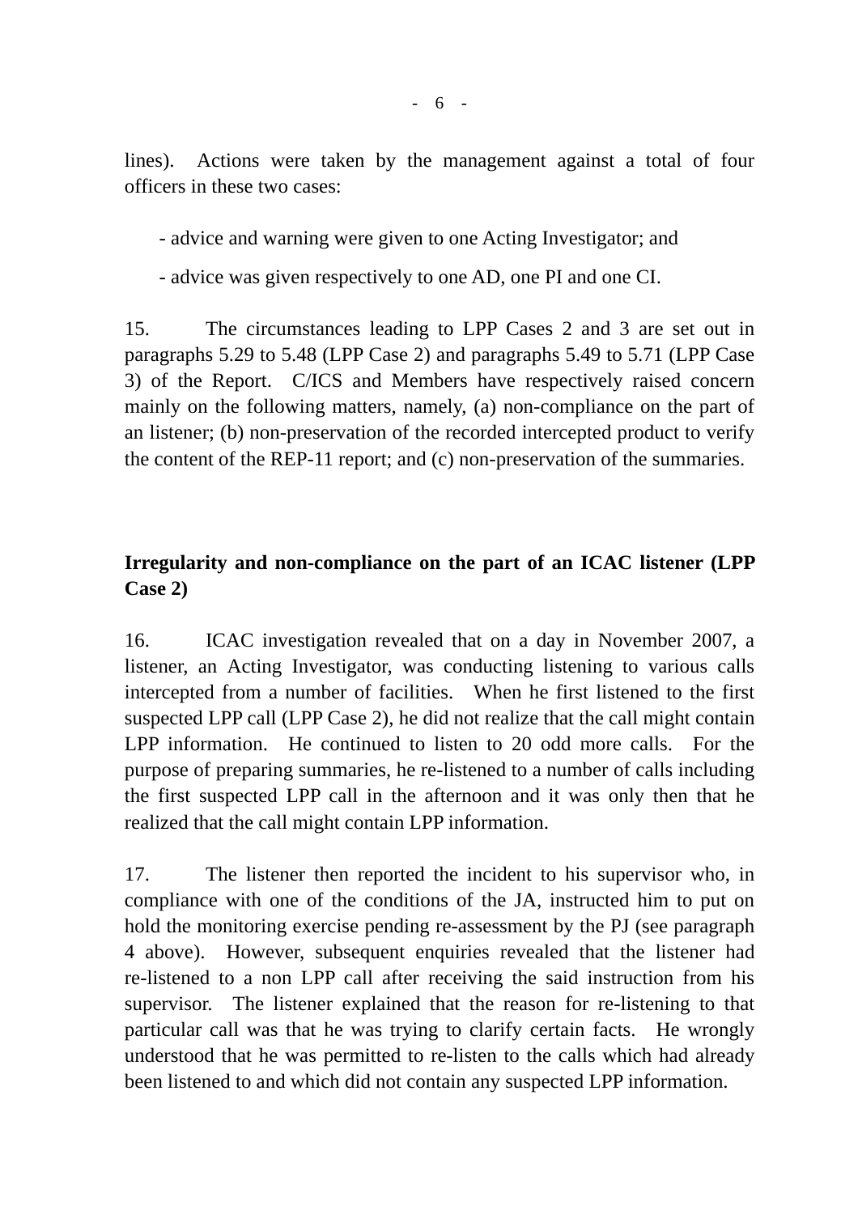lines). Actions were taken by the management against a total of four officers in these two cases:

- advice and warning were given to one Acting Investigator; and
- advice was given respectively to one AD, one PI and one CI.

15. The circumstances leading to LPP Cases 2 and 3 are set out in paragraphs 5.29 to 5.48 (LPP Case 2) and paragraphs 5.49 to 5.71 (LPP Case 3) of the Report. C/ICS and Members have respectively raised concern mainly on the following matters, namely, (a) non-compliance on the part of an listener; (b) non-preservation of the recorded intercepted product to verify the content of the REP-11 report; and (c) non-preservation of the summaries.

**Irregularity and non-compliance on the part of an ICAC listener (LPP Case 2)**

16. ICAC investigation revealed that on a day in November 2007, a listener, an Acting Investigator, was conducting listening to various calls intercepted from a number of facilities. When he first listened to the first suspected LPP call (LPP Case 2), he did not realize that the call might contain LPP information. He continued to listen to 20 odd more calls. For the purpose of preparing summaries, he re-listened to a number of calls including the first suspected LPP call in the afternoon and it was only then that he realized that the call might contain LPP information.

17. The listener then reported the incident to his supervisor who, in compliance with one of the conditions of the JA, instructed him to put on hold the monitoring exercise pending re-assessment by the PJ (see paragraph 4 above). However, subsequent enquiries revealed that the listener had re-listened to a non LPP call after receiving the said instruction from his supervisor. The listener explained that the reason for re-listening to that particular call was that he was trying to clarify certain facts. He wrongly understood that he was permitted to re-listen to the calls which had already been listened to and which did not contain any suspected LPP information.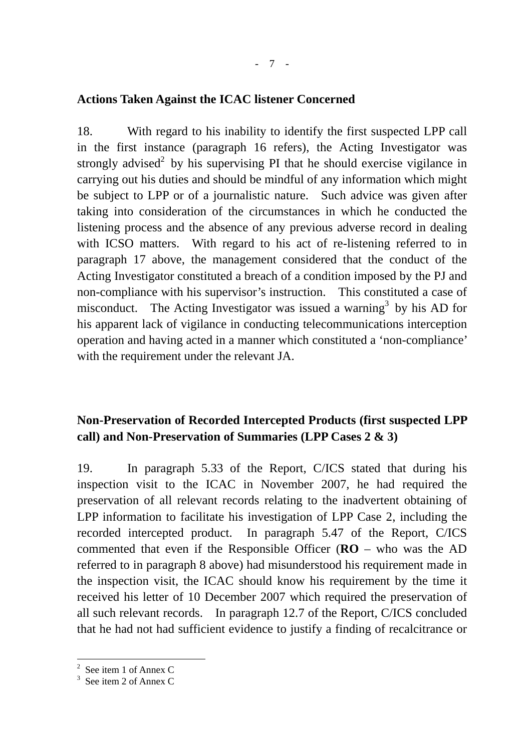**Actions Taken Against the ICAC listener Concerned**

18. With regard to his inability to identify the first suspected LPP call in the first instance (paragraph 16 refers), the Acting Investigator was strongly advised[2] by his supervising PI that he should exercise vigilance in carrying out his duties and should be mindful of any information which might be subject to LPP or of a journalistic nature. Such advice was given after taking into consideration of the circumstances in which he conducted the listening process and the absence of any previous adverse record in dealing with ICSO matters. With regard to his act of re-listening referred to in paragraph 17 above, the management considered that the conduct of the Acting Investigator constituted a breach of a condition imposed by the PJ and non-compliance with his supervisor's instruction. This constituted a case of misconduct. The Acting Investigator was issued a warning[3] by his AD for his apparent lack of vigilance in conducting telecommunications interception operation and having acted in a manner which constituted a 'non-compliance' with the requirement under the relevant JA.

**Non-Preservation of Recorded Intercepted Products (first suspected LPP call) and Non-Preservation of Summaries (LPP Cases 2 & 3)**

19. In paragraph 5.33 of the Report, C/ICS stated that during his inspection visit to the ICAC in November 2007, he had required the preservation of all relevant records relating to the inadvertent obtaining of LPP information to facilitate his investigation of LPP Case 2, including the recorded intercepted product. In paragraph 5.47 of the Report, C/ICS commented that even if the Responsible Officer (**RO** – who was the AD referred to in paragraph 8 above) had misunderstood his requirement made in the inspection visit, the ICAC should know his requirement by the time it received his letter of 10 December 2007 which required the preservation of all such relevant records. In paragraph 12.7 of the Report, C/ICS concluded that he had not had sufficient evidence to justify a finding of recalcitrance or

[2] See item 1 of Annex C

[3] See item 2 of Annex C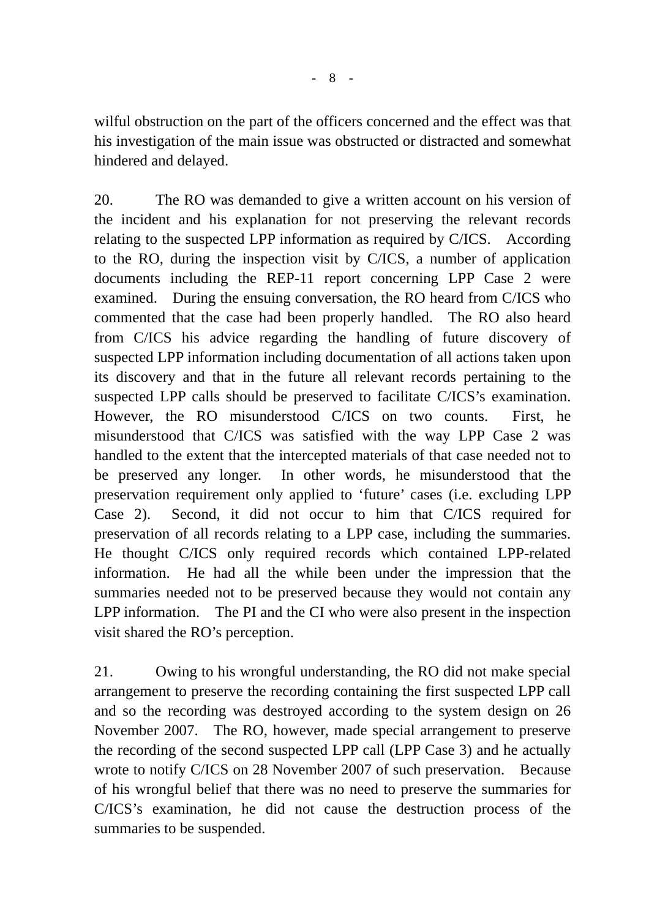wilful obstruction on the part of the officers concerned and the effect was that his investigation of the main issue was obstructed or distracted and somewhat hindered and delayed.

20. The RO was demanded to give a written account on his version of the incident and his explanation for not preserving the relevant records relating to the suspected LPP information as required by C/ICS. According to the RO, during the inspection visit by C/ICS, a number of application documents including the REP-11 report concerning LPP Case 2 were examined. During the ensuing conversation, the RO heard from C/ICS who commented that the case had been properly handled. The RO also heard from C/ICS his advice regarding the handling of future discovery of suspected LPP information including documentation of all actions taken upon its discovery and that in the future all relevant records pertaining to the suspected LPP calls should be preserved to facilitate C/ICS's examination. However, the RO misunderstood C/ICS on two counts. First, he misunderstood that C/ICS was satisfied with the way LPP Case 2 was handled to the extent that the intercepted materials of that case needed not to be preserved any longer. In other words, he misunderstood that the preservation requirement only applied to 'future' cases (i.e. excluding LPP Case 2). Second, it did not occur to him that C/ICS required for preservation of all records relating to a LPP case, including the summaries. He thought C/ICS only required records which contained LPP-related information. He had all the while been under the impression that the summaries needed not to be preserved because they would not contain any LPP information. The PI and the CI who were also present in the inspection visit shared the RO's perception.

21. Owing to his wrongful understanding, the RO did not make special arrangement to preserve the recording containing the first suspected LPP call and so the recording was destroyed according to the system design on 26 November 2007. The RO, however, made special arrangement to preserve the recording of the second suspected LPP call (LPP Case 3) and he actually wrote to notify C/ICS on 28 November 2007 of such preservation. Because of his wrongful belief that there was no need to preserve the summaries for C/ICS's examination, he did not cause the destruction process of the summaries to be suspended.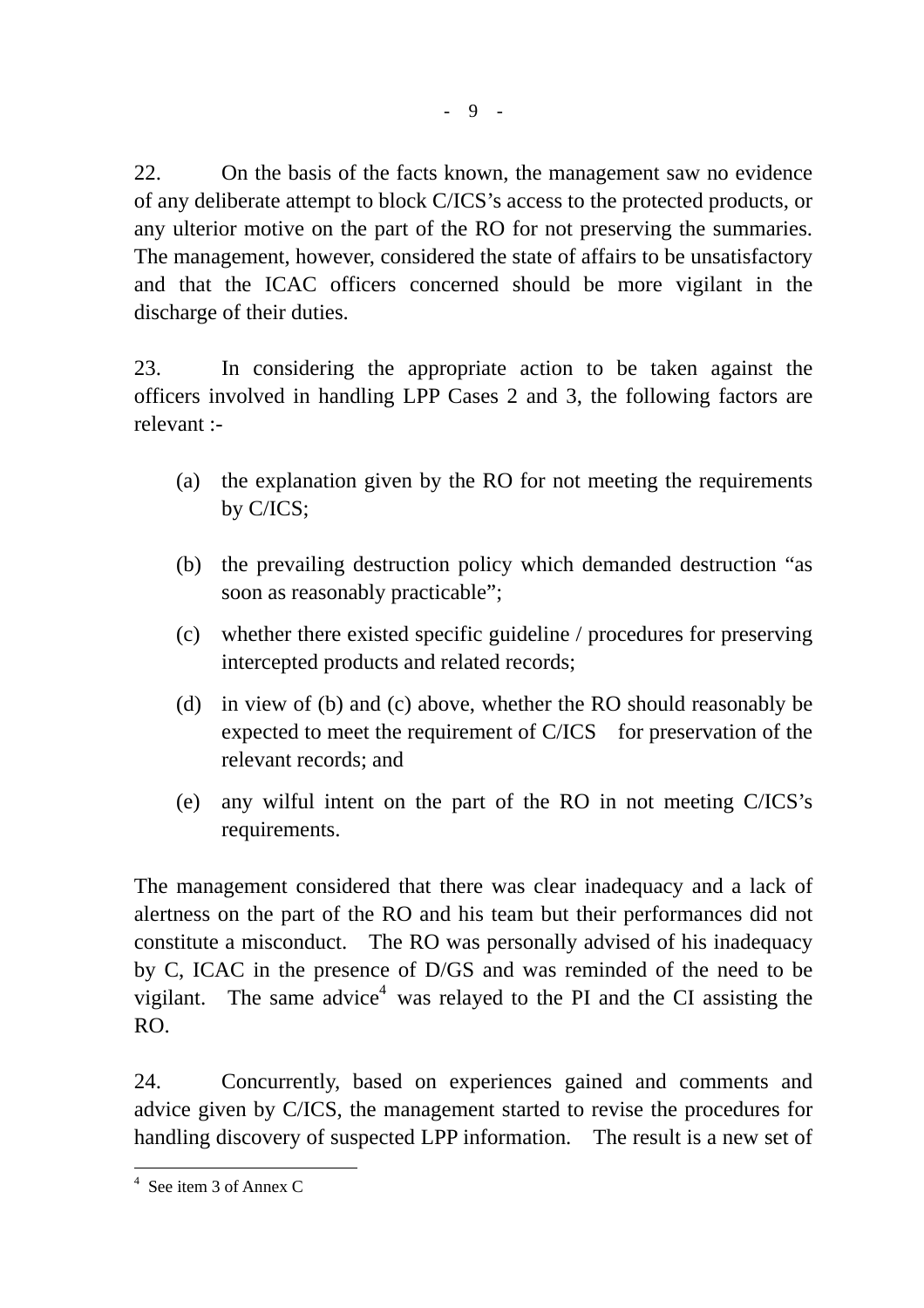22. On the basis of the facts known, the management saw no evidence of any deliberate attempt to block C/ICS's access to the protected products, or any ulterior motive on the part of the RO for not preserving the summaries. The management, however, considered the state of affairs to be unsatisfactory and that the ICAC officers concerned should be more vigilant in the discharge of their duties.

23. In considering the appropriate action to be taken against the officers involved in handling LPP Cases 2 and 3, the following factors are relevant :-

(a) the explanation given by the RO for not meeting the requirements by C/ICS;

(b) the prevailing destruction policy which demanded destruction "as soon as reasonably practicable";

(c) whether there existed specific guideline / procedures for preserving intercepted products and related records;

(d) in view of (b) and (c) above, whether the RO should reasonably be expected to meet the requirement of C/ICS for preservation of the relevant records; and

(e) any wilful intent on the part of the RO in not meeting C/ICS's requirements.

The management considered that there was clear inadequacy and a lack of alertness on the part of the RO and his team but their performances did not constitute a misconduct. The RO was personally advised of his inadequacy by C, ICAC in the presence of D/GS and was reminded of the need to be vigilant. The same advice[4] was relayed to the PI and the CI assisting the RO.

24. Concurrently, based on experiences gained and comments and advice given by C/ICS, the management started to revise the procedures for handling discovery of suspected LPP information. The result is a new set of

[4] See item 3 of Annex C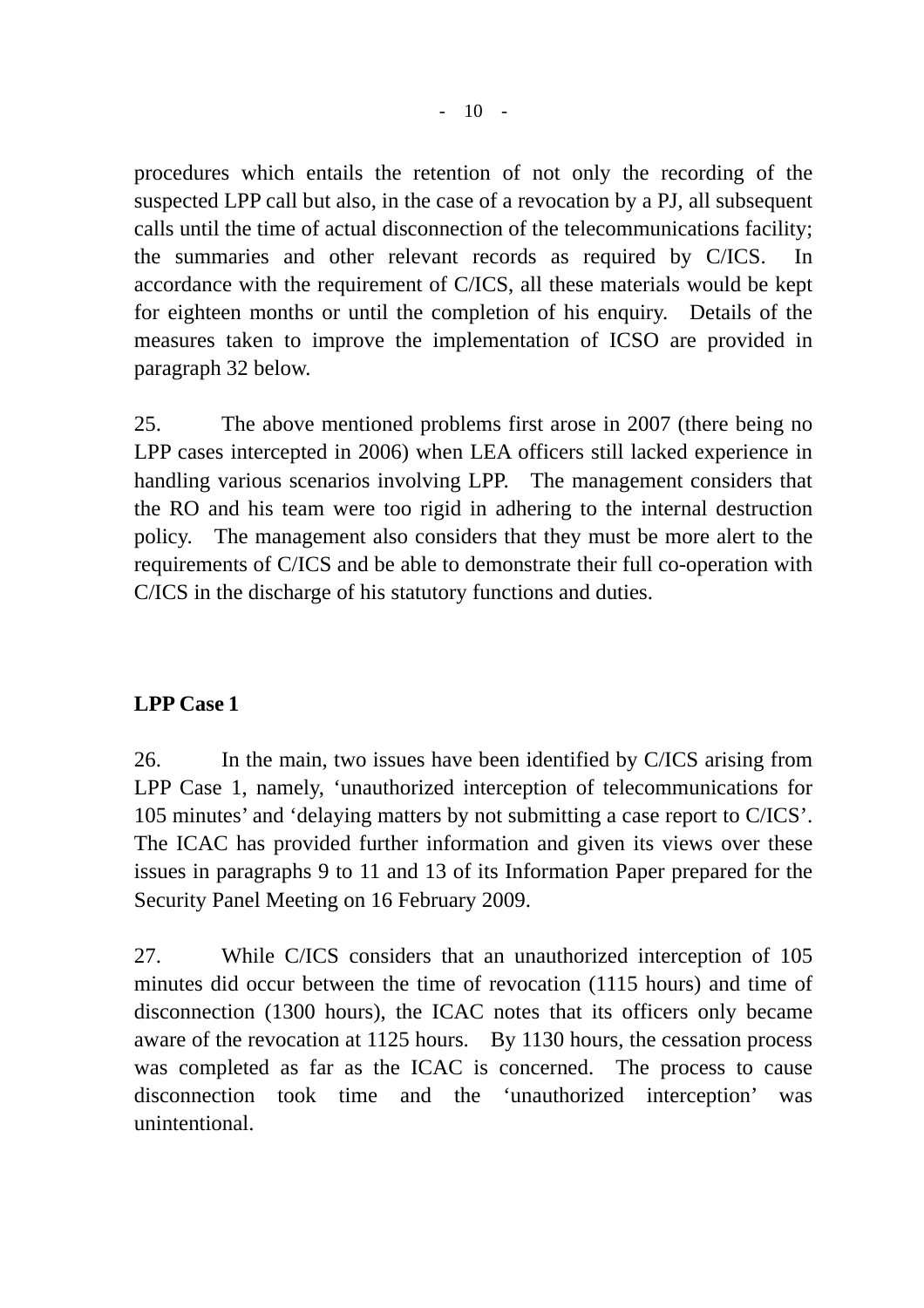procedures which entails the retention of not only the recording of the suspected LPP call but also, in the case of a revocation by a PJ, all subsequent calls until the time of actual disconnection of the telecommunications facility; the summaries and other relevant records as required by C/ICS. In accordance with the requirement of C/ICS, all these materials would be kept for eighteen months or until the completion of his enquiry. Details of the measures taken to improve the implementation of ICSO are provided in paragraph 32 below.

25. The above mentioned problems first arose in 2007 (there being no LPP cases intercepted in 2006) when LEA officers still lacked experience in handling various scenarios involving LPP. The management considers that the RO and his team were too rigid in adhering to the internal destruction policy. The management also considers that they must be more alert to the requirements of C/ICS and be able to demonstrate their full co-operation with C/ICS in the discharge of his statutory functions and duties.

**LPP Case 1**

26. In the main, two issues have been identified by C/ICS arising from LPP Case 1, namely, 'unauthorized interception of telecommunications for 105 minutes' and 'delaying matters by not submitting a case report to C/ICS'. The ICAC has provided further information and given its views over these issues in paragraphs 9 to 11 and 13 of its Information Paper prepared for the Security Panel Meeting on 16 February 2009.

27. While C/ICS considers that an unauthorized interception of 105 minutes did occur between the time of revocation (1115 hours) and time of disconnection (1300 hours), the ICAC notes that its officers only became aware of the revocation at 1125 hours. By 1130 hours, the cessation process was completed as far as the ICAC is concerned. The process to cause disconnection took time and the 'unauthorized interception' was unintentional.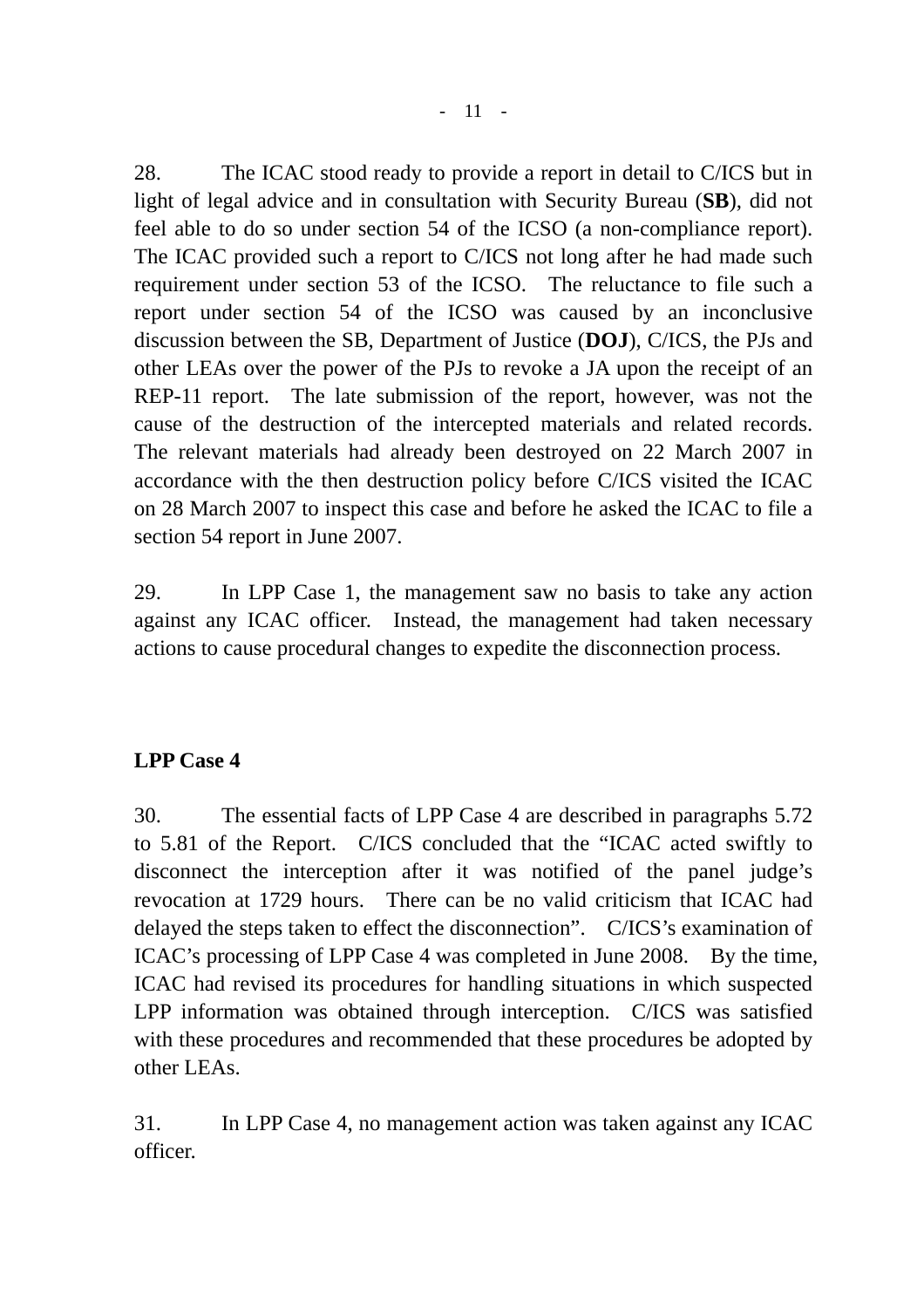28. The ICAC stood ready to provide a report in detail to C/ICS but in light of legal advice and in consultation with Security Bureau (**SB**), did not feel able to do so under section 54 of the ICSO (a non-compliance report). The ICAC provided such a report to C/ICS not long after he had made such requirement under section 53 of the ICSO. The reluctance to file such a report under section 54 of the ICSO was caused by an inconclusive discussion between the SB, Department of Justice (**DOJ**), C/ICS, the PJs and other LEAs over the power of the PJs to revoke a JA upon the receipt of an REP-11 report. The late submission of the report, however, was not the cause of the destruction of the intercepted materials and related records. The relevant materials had already been destroyed on 22 March 2007 in accordance with the then destruction policy before C/ICS visited the ICAC on 28 March 2007 to inspect this case and before he asked the ICAC to file a section 54 report in June 2007.

29. In LPP Case 1, the management saw no basis to take any action against any ICAC officer. Instead, the management had taken necessary actions to cause procedural changes to expedite the disconnection process.

**LPP Case 4**

30. The essential facts of LPP Case 4 are described in paragraphs 5.72 to 5.81 of the Report. C/ICS concluded that the "ICAC acted swiftly to disconnect the interception after it was notified of the panel judge's revocation at 1729 hours. There can be no valid criticism that ICAC had delayed the steps taken to effect the disconnection". C/ICS's examination of ICAC's processing of LPP Case 4 was completed in June 2008. By the time, ICAC had revised its procedures for handling situations in which suspected LPP information was obtained through interception. C/ICS was satisfied with these procedures and recommended that these procedures be adopted by other LEAs.

31. In LPP Case 4, no management action was taken against any ICAC officer.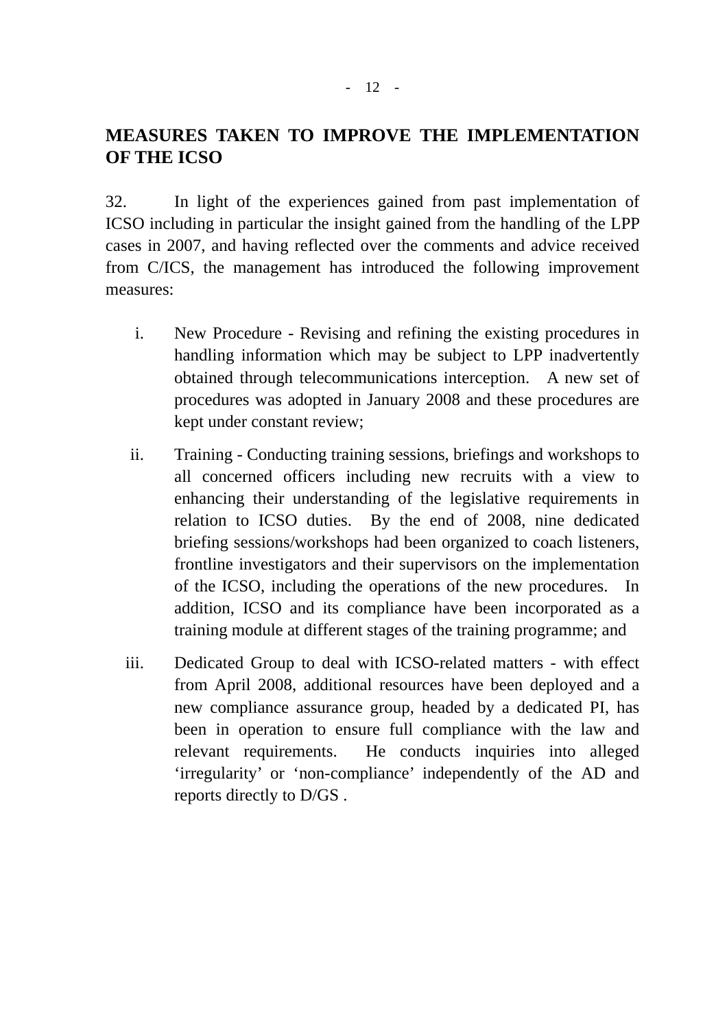## MEASURES TAKEN TO IMPROVE THE IMPLEMENTATION OF THE ICSO

32. In light of the experiences gained from past implementation of ICSO including in particular the insight gained from the handling of the LPP cases in 2007, and having reflected over the comments and advice received from C/ICS, the management has introduced the following improvement measures:

i. New Procedure - Revising and refining the existing procedures in handling information which may be subject to LPP inadvertently obtained through telecommunications interception. A new set of procedures was adopted in January 2008 and these procedures are kept under constant review;

ii. Training - Conducting training sessions, briefings and workshops to all concerned officers including new recruits with a view to enhancing their understanding of the legislative requirements in relation to ICSO duties. By the end of 2008, nine dedicated briefing sessions/workshops had been organized to coach listeners, frontline investigators and their supervisors on the implementation of the ICSO, including the operations of the new procedures. In addition, ICSO and its compliance have been incorporated as a training module at different stages of the training programme; and

iii. Dedicated Group to deal with ICSO-related matters - with effect from April 2008, additional resources have been deployed and a new compliance assurance group, headed by a dedicated PI, has been in operation to ensure full compliance with the law and relevant requirements. He conducts inquiries into alleged ‘irregularity’ or ‘non-compliance’ independently of the AD and reports directly to D/GS .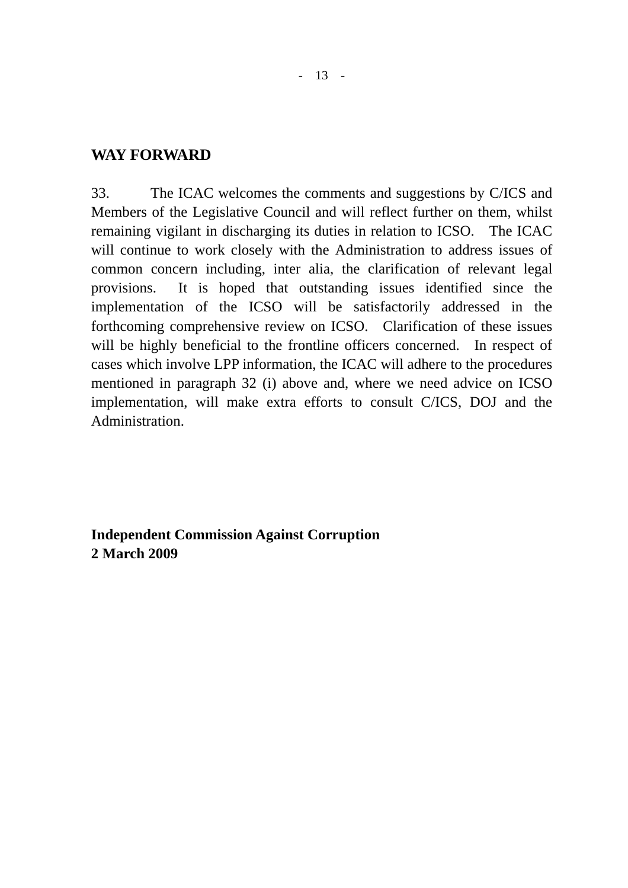## WAY FORWARD

33. The ICAC welcomes the comments and suggestions by C/ICS and Members of the Legislative Council and will reflect further on them, whilst remaining vigilant in discharging its duties in relation to ICSO. The ICAC will continue to work closely with the Administration to address issues of common concern including, inter alia, the clarification of relevant legal provisions. It is hoped that outstanding issues identified since the implementation of the ICSO will be satisfactorily addressed in the forthcoming comprehensive review on ICSO. Clarification of these issues will be highly beneficial to the frontline officers concerned. In respect of cases which involve LPP information, the ICAC will adhere to the procedures mentioned in paragraph 32 (i) above and, where we need advice on ICSO implementation, will make extra efforts to consult C/ICS, DOJ and the Administration.

**Independent Commission Against Corruption**
**2 March 2009**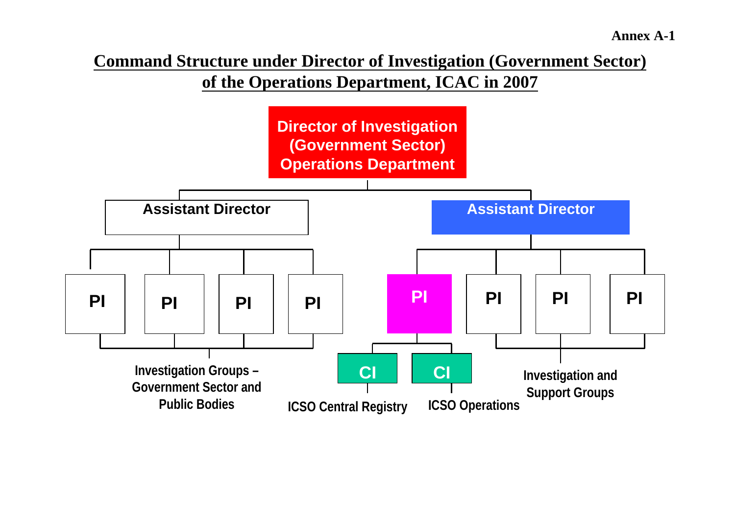Annex A-1

## Command Structure under Director of Investigation (Government Sector) of the Operations Department, ICAC in 2007

- **Director of Investigation (Government Sector) Operations Department**
  - **Assistant Director**
    - PI
    - PI
    - PI
    - PI
    - *Investigation Groups – Government Sector and Public Bodies*
  - **Assistant Director**
    - PI
      - CI – ICSO Central Registry
      - CI – ICSO Operations
    - PI
    - PI
    - PI
    - *Investigation and Support Groups*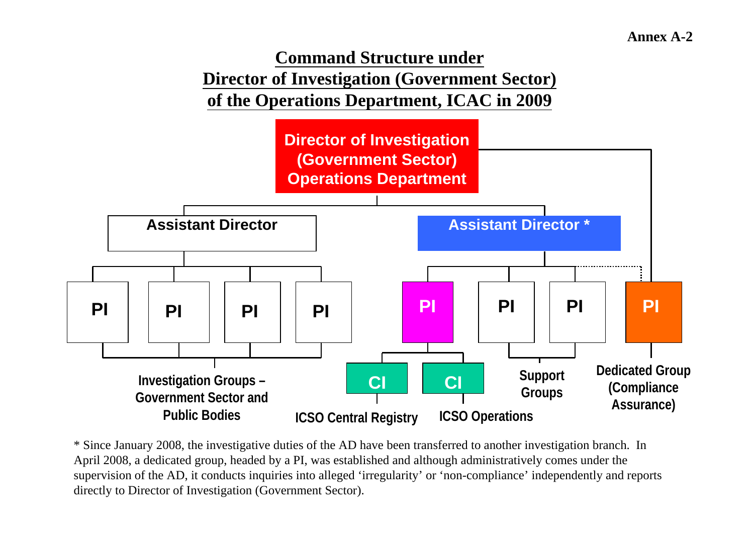Annex A-2

# Command Structure under Director of Investigation (Government Sector) of the Operations Department, ICAC in 2009

**Director of Investigation (Government Sector) Operations Department**

- **Assistant Director**
  - PI
  - PI
  - PI
  - PI
  - Investigation Groups – Government Sector and Public Bodies
- **Assistant Director \***
  - PI
    - CI – ICSO Central Registry
    - CI – ICSO Operations
  - PI
  - PI
  - Support Groups
  - PI – Dedicated Group (Compliance Assurance)

\* Since January 2008, the investigative duties of the AD have been transferred to another investigation branch. In April 2008, a dedicated group, headed by a PI, was established and although administratively comes under the supervision of the AD, it conducts inquiries into alleged ‘irregularity’ or ‘non-compliance’ independently and reports directly to Director of Investigation (Government Sector).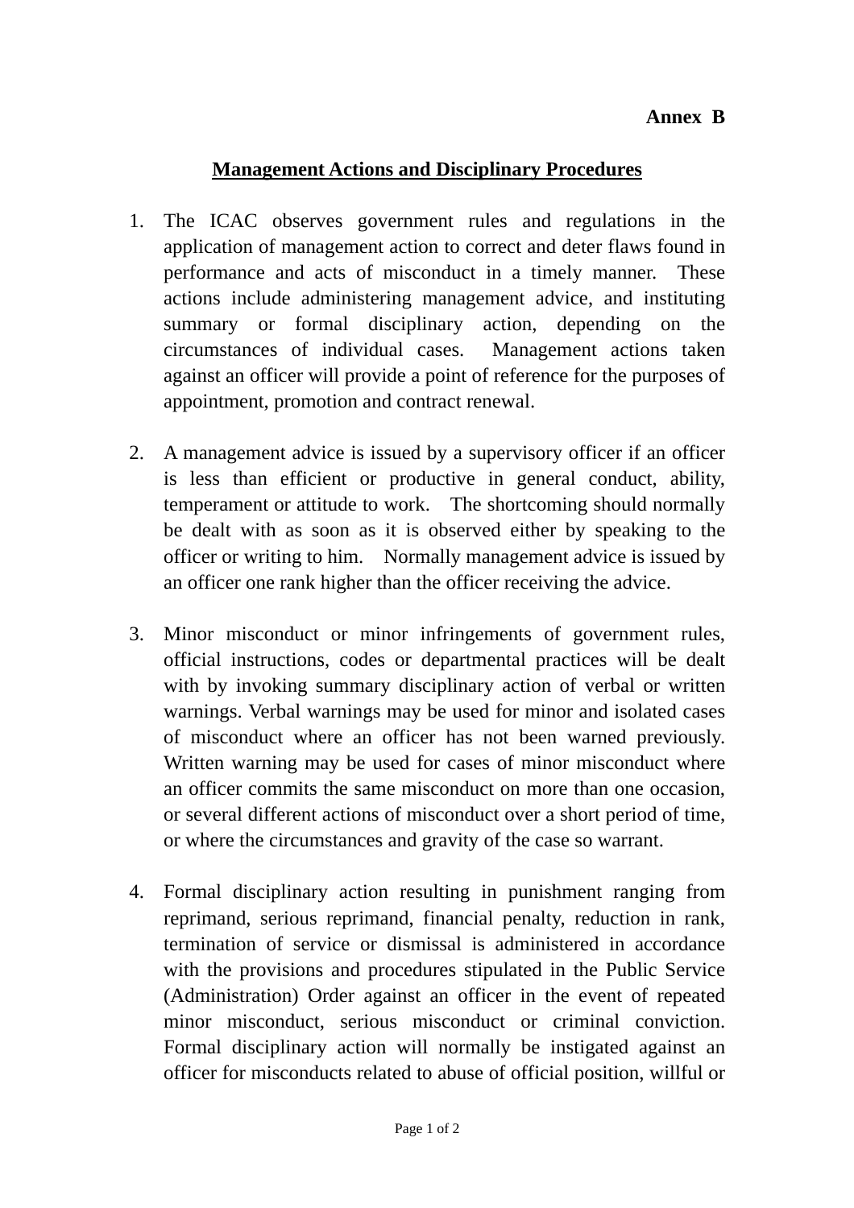**Annex B**

## Management Actions and Disciplinary Procedures

1. The ICAC observes government rules and regulations in the application of management action to correct and deter flaws found in performance and acts of misconduct in a timely manner. These actions include administering management advice, and instituting summary or formal disciplinary action, depending on the circumstances of individual cases. Management actions taken against an officer will provide a point of reference for the purposes of appointment, promotion and contract renewal.

2. A management advice is issued by a supervisory officer if an officer is less than efficient or productive in general conduct, ability, temperament or attitude to work. The shortcoming should normally be dealt with as soon as it is observed either by speaking to the officer or writing to him. Normally management advice is issued by an officer one rank higher than the officer receiving the advice.

3. Minor misconduct or minor infringements of government rules, official instructions, codes or departmental practices will be dealt with by invoking summary disciplinary action of verbal or written warnings. Verbal warnings may be used for minor and isolated cases of misconduct where an officer has not been warned previously. Written warning may be used for cases of minor misconduct where an officer commits the same misconduct on more than one occasion, or several different actions of misconduct over a short period of time, or where the circumstances and gravity of the case so warrant.

4. Formal disciplinary action resulting in punishment ranging from reprimand, serious reprimand, financial penalty, reduction in rank, termination of service or dismissal is administered in accordance with the provisions and procedures stipulated in the Public Service (Administration) Order against an officer in the event of repeated minor misconduct, serious misconduct or criminal conviction. Formal disciplinary action will normally be instigated against an officer for misconducts related to abuse of official position, willful or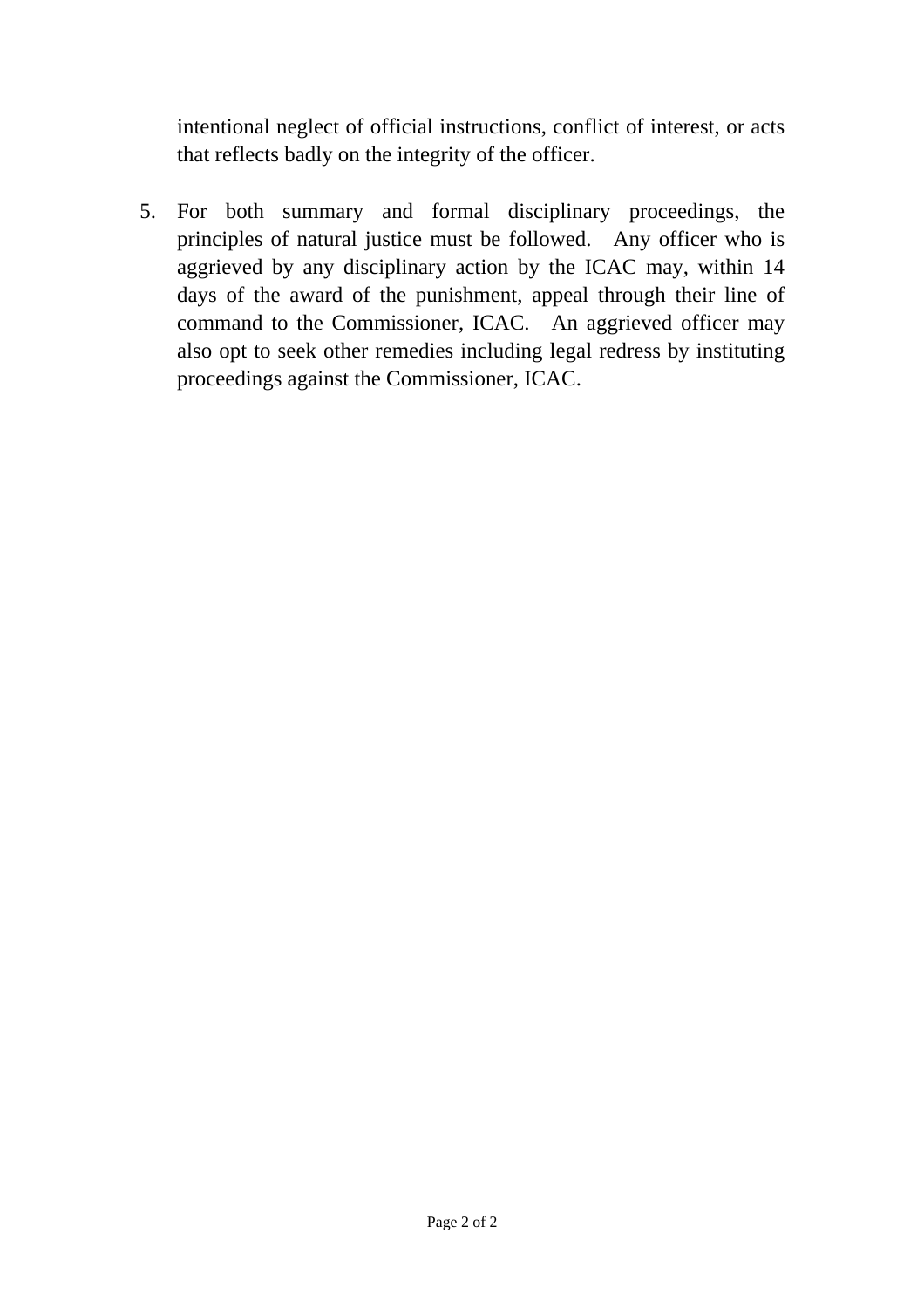intentional neglect of official instructions, conflict of interest, or acts that reflects badly on the integrity of the officer.

5. For both summary and formal disciplinary proceedings, the principles of natural justice must be followed. Any officer who is aggrieved by any disciplinary action by the ICAC may, within 14 days of the award of the punishment, appeal through their line of command to the Commissioner, ICAC. An aggrieved officer may also opt to seek other remedies including legal redress by instituting proceedings against the Commissioner, ICAC.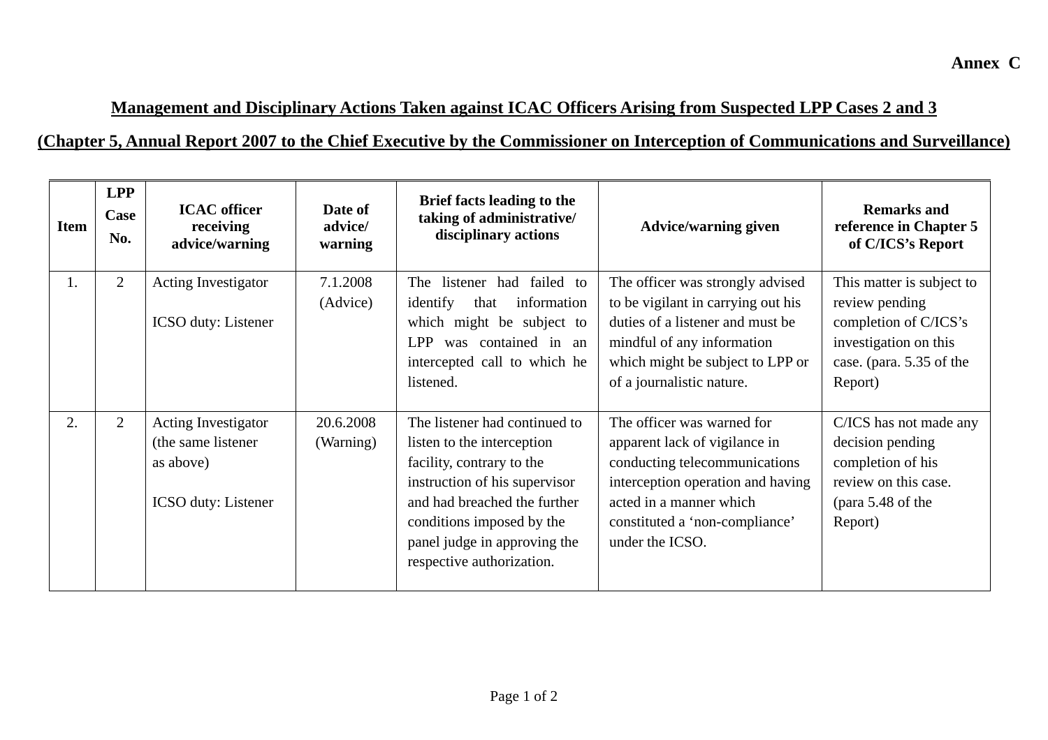**Annex C**

## Management and Disciplinary Actions Taken against ICAC Officers Arising from Suspected LPP Cases 2 and 3

## (Chapter 5, Annual Report 2007 to the Chief Executive by the Commissioner on Interception of Communications and Surveillance)

| Item | LPP Case No. | ICAC officer receiving advice/warning | Date of advice/ warning | Brief facts leading to the taking of administrative/ disciplinary actions | Advice/warning given | Remarks and reference in Chapter 5 of C/ICS's Report |
|---|---|---|---|---|---|---|
| 1. | 2 | Acting Investigator<br><br>ICSO duty: Listener | 7.1.2008 (Advice) | The listener had failed to identify that information which might be subject to LPP was contained in an intercepted call to which he listened. | The officer was strongly advised to be vigilant in carrying out his duties of a listener and must be mindful of any information which might be subject to LPP or of a journalistic nature. | This matter is subject to review pending completion of C/ICS's investigation on this case. (para. 5.35 of the Report) |
| 2. | 2 | Acting Investigator (the same listener as above)<br><br>ICSO duty: Listener | 20.6.2008 (Warning) | The listener had continued to listen to the interception facility, contrary to the instruction of his supervisor and had breached the further conditions imposed by the panel judge in approving the respective authorization. | The officer was warned for apparent lack of vigilance in conducting telecommunications interception operation and having acted in a manner which constituted a 'non-compliance' under the ICSO. | C/ICS has not made any decision pending completion of his review on this case. (para 5.48 of the Report) |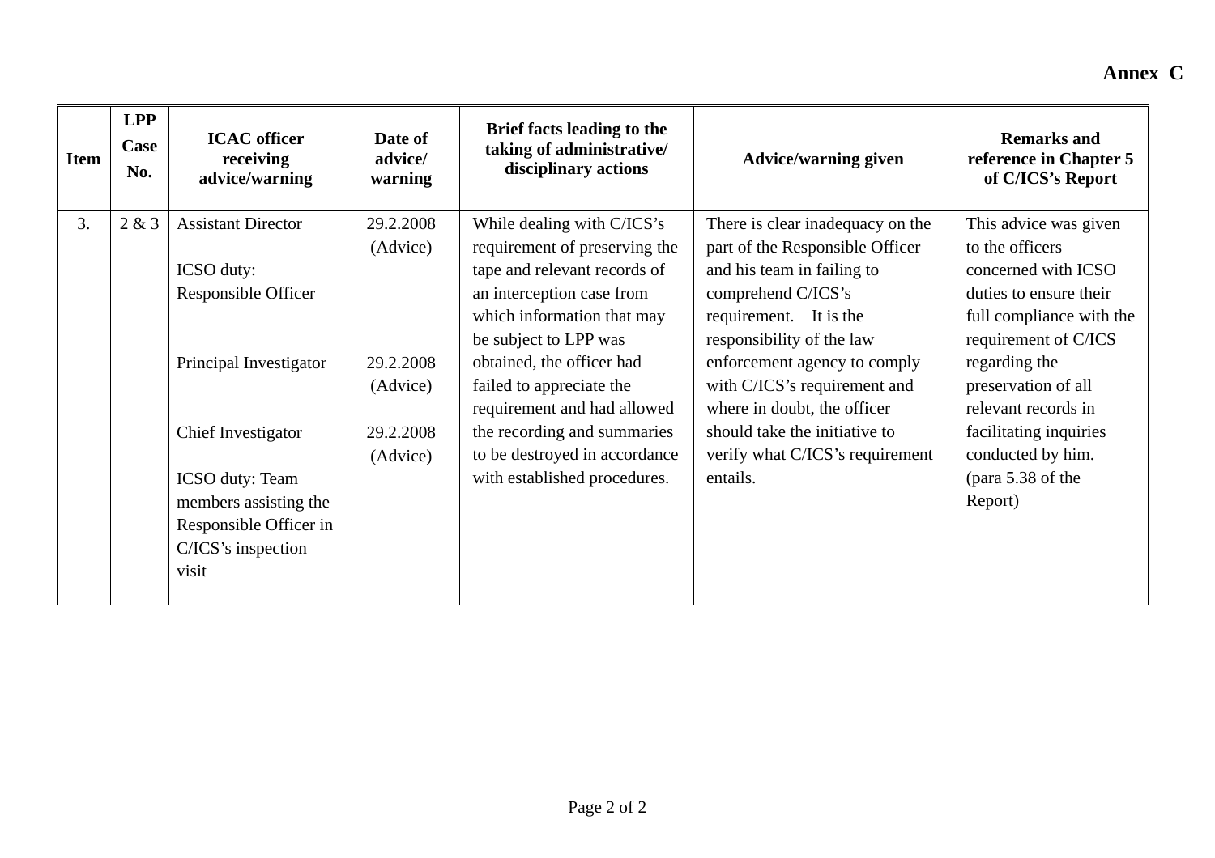**Annex C**

| Item | LPP Case No. | ICAC officer receiving advice/warning | Date of advice/ warning | Brief facts leading to the taking of administrative/ disciplinary actions | Advice/warning given | Remarks and reference in Chapter 5 of C/ICS's Report |
|---|---|---|---|---|---|---|
| 3. | 2 & 3 | Assistant Director<br><br>ICSO duty: Responsible Officer | 29.2.2008 (Advice) | While dealing with C/ICS's requirement of preserving the tape and relevant records of an interception case from which information that may be subject to LPP was obtained, the officer had failed to appreciate the requirement and had allowed the recording and summaries to be destroyed in accordance with established procedures. | There is clear inadequacy on the part of the Responsible Officer and his team in failing to comprehend C/ICS's requirement. It is the responsibility of the law enforcement agency to comply with C/ICS's requirement and where in doubt, the officer should take the initiative to verify what C/ICS's requirement entails. | This advice was given to the officers concerned with ICSO duties to ensure their full compliance with the requirement of C/ICS regarding the preservation of all relevant records in facilitating inquiries conducted by him. (para 5.38 of the Report) |
| | | Principal Investigator<br><br>Chief Investigator<br><br>ICSO duty: Team members assisting the Responsible Officer in C/ICS's inspection visit | 29.2.2008 (Advice)<br><br>29.2.2008 (Advice) | | | |